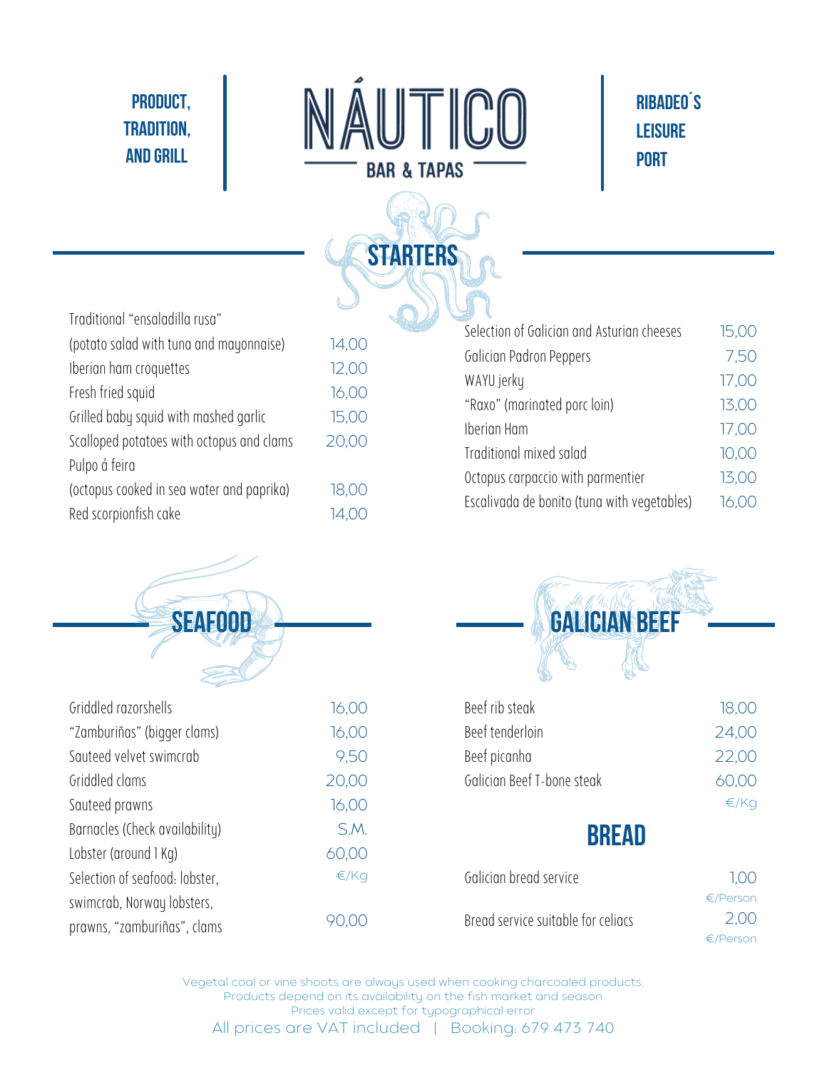PRODUCT, TRADITION, AND GRILL

# NÁUTICO

BAR & TAPAS

RIBADEO´S LEISURE PORT

## STARTERS

| Dish | Price |
|---|---|
| Traditional "ensaladilla rusa" (potato salad with tuna and mayonnaise) | 14,00 |
| Iberian ham croquettes | 12,00 |
| Fresh fried squid | 16,00 |
| Grilled baby squid with mashed garlic | 15,00 |
| Scalloped potatoes with octopus and clams | 20,00 |
| Pulpo á feira (octopus cooked in sea water and paprika) | 18,00 |
| Red scorpionfish cake | 14,00 |
| Selection of Galician and Asturian cheeses | 15,00 |
| Galician Padron Peppers | 7,50 |
| WAYU jerky | 17,00 |
| "Raxo" (marinated porc loin) | 13,00 |
| Iberian Ham | 17,00 |
| Traditional mixed salad | 10,00 |
| Octopus carpaccio with parmentier | 13,00 |
| Escalivada de bonito (tuna with vegetables) | 16,00 |

## SEAFOOD

| Dish | Price |
|---|---|
| Griddled razorshells | 16,00 |
| "Zamburiñas" (bigger clams) | 16,00 |
| Sauteed velvet swimcrab | 9,50 |
| Griddled clams | 20,00 |
| Sauteed prawns | 16,00 |
| Barnacles (Check availability) | S.M. |
| Lobster (around 1 Kg) | 60,00 €/Kg |
| Selection of seafood: lobster, swimcrab, Norway lobsters, prawns, "zamburiñas", clams | 90,00 |

## GALICIAN BEEF

| Dish | Price |
|---|---|
| Beef rib steak | 18,00 |
| Beef tenderloin | 24,00 |
| Beef picanha | 22,00 |
| Galician Beef T-bone steak | 60,00 €/Kg |

## BREAD

| Item | Price |
|---|---|
| Galician bread service | 1,00 €/Person |
| Bread service suitable for celiacs | 2,00 €/Person |

Vegetal coal or vine shoots are always used when cooking charcoaled products.
Products depend on its availability on the fish market and season
Prices valid except for typographical error

All prices are VAT included | Booking: 679 473 740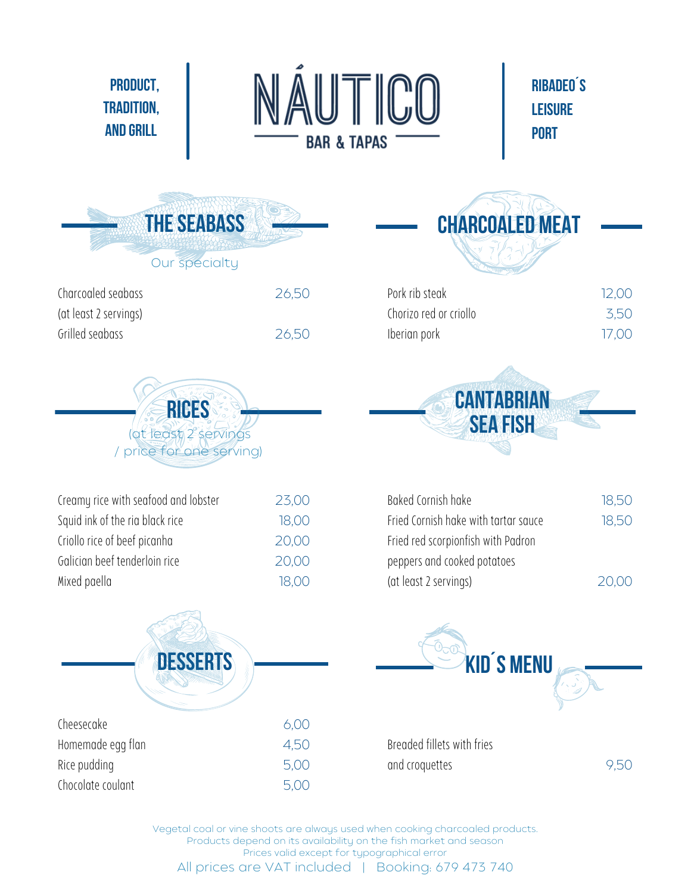PRODUCT,
TRADITION,
AND GRILL

# NÁUTICO

BAR & TAPAS

RIBADEO´S
LEISURE
PORT

## THE SEABASS

Our specialty

| | |
|---|---|
| Charcoaled seabass (at least 2 servings) | 26,50 |
| Grilled seabass | 26,50 |

## CHARCOALED MEAT

| | |
|---|---|
| Pork rib steak | 12,00 |
| Chorizo red or criollo | 3,50 |
| Iberian pork | 17,00 |

## RICES

(at least 2 servings / price for one serving)

| | |
|---|---|
| Creamy rice with seafood and lobster | 23,00 |
| Squid ink of the ria black rice | 18,00 |
| Criollo rice of beef picanha | 20,00 |
| Galician beef tenderloin rice | 20,00 |
| Mixed paella | 18,00 |

## CANTABRIAN SEA FISH

| | |
|---|---|
| Baked Cornish hake | 18,50 |
| Fried Cornish hake with tartar sauce | 18,50 |
| Fried red scorpionfish with Padron peppers and cooked potatoes (at least 2 servings) | 20,00 |

## DESSERTS

| | |
|---|---|
| Cheesecake | 6,00 |
| Homemade egg flan | 4,50 |
| Rice pudding | 5,00 |
| Chocolate coulant | 5,00 |

## KID´S MENU

| | |
|---|---|
| Breaded fillets with fries and croquettes | 9,50 |

Vegetal coal or vine shoots are always used when cooking charcoaled products.
Products depend on its availability on the fish market and season
Prices valid except for typographical error

All prices are VAT included | Booking: 679 473 740